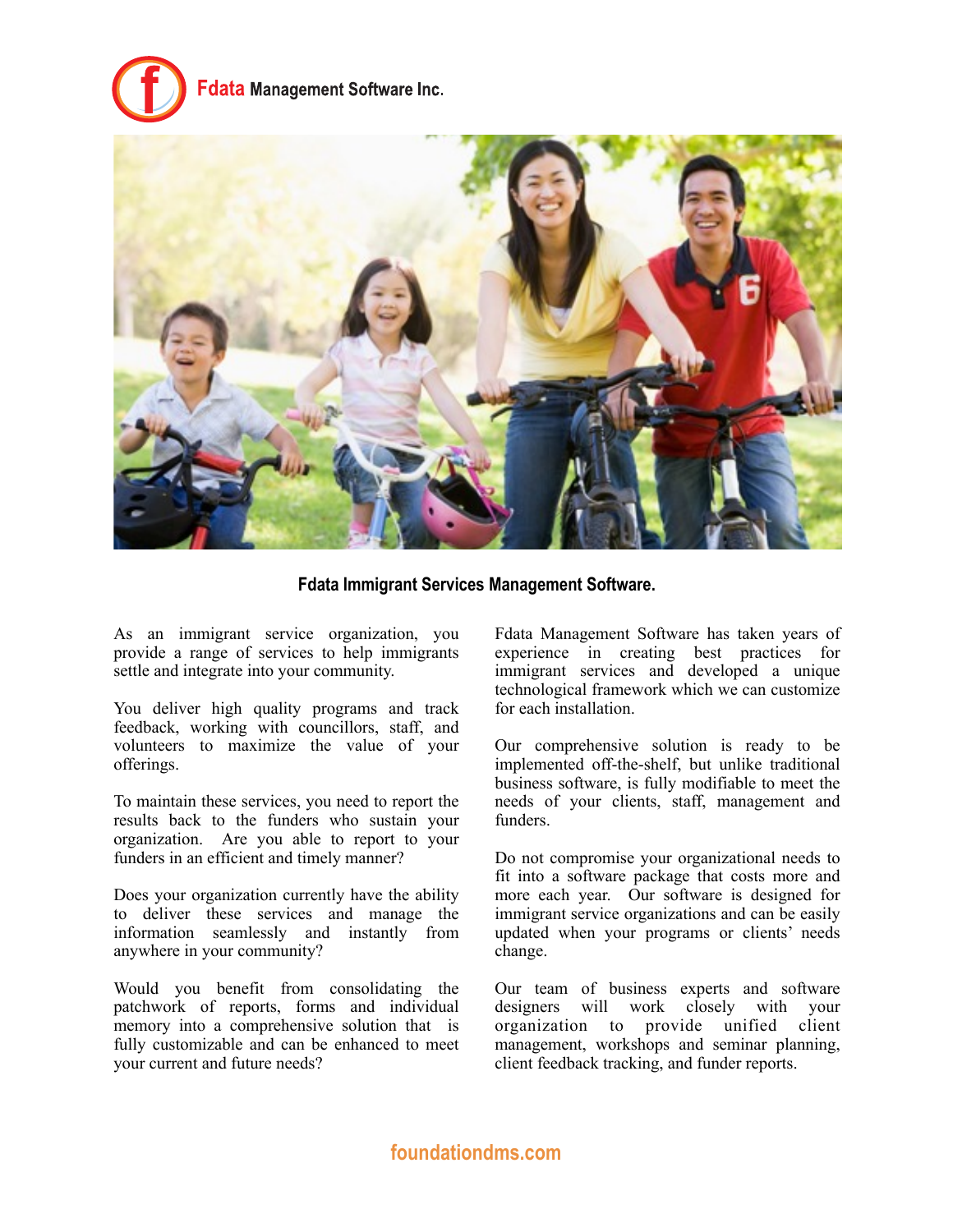**Fdata** Management Software Inc.

**Fdata Immigrant Services Management Software.**

As an immigrant service organization, you provide a range of services to help immigrants settle and integrate into your community.

You deliver high quality programs and track feedback, working with councillors, staff, and volunteers to maximize the value of your offerings.

To maintain these services, you need to report the results back to the funders who sustain your organization. Are you able to report to your funders in an efficient and timely manner?

Does your organization currently have the ability to deliver these services and manage the information seamlessly and instantly from anywhere in your community?

Would you benefit from consolidating the patchwork of reports, forms and individual memory into a comprehensive solution that is fully customizable and can be enhanced to meet your current and future needs?

Fdata Management Software has taken years of experience in creating best practices for immigrant services and developed a unique technological framework which we can customize for each installation.

Our comprehensive solution is ready to be implemented off-the-shelf, but unlike traditional business software, is fully modifiable to meet the needs of your clients, staff, management and funders.

Do not compromise your organizational needs to fit into a software package that costs more and more each year. Our software is designed for immigrant service organizations and can be easily updated when your programs or clients' needs change.

Our team of business experts and software designers will work closely with your organization to provide unified client management, workshops and seminar planning, client feedback tracking, and funder reports.

foundationdms.com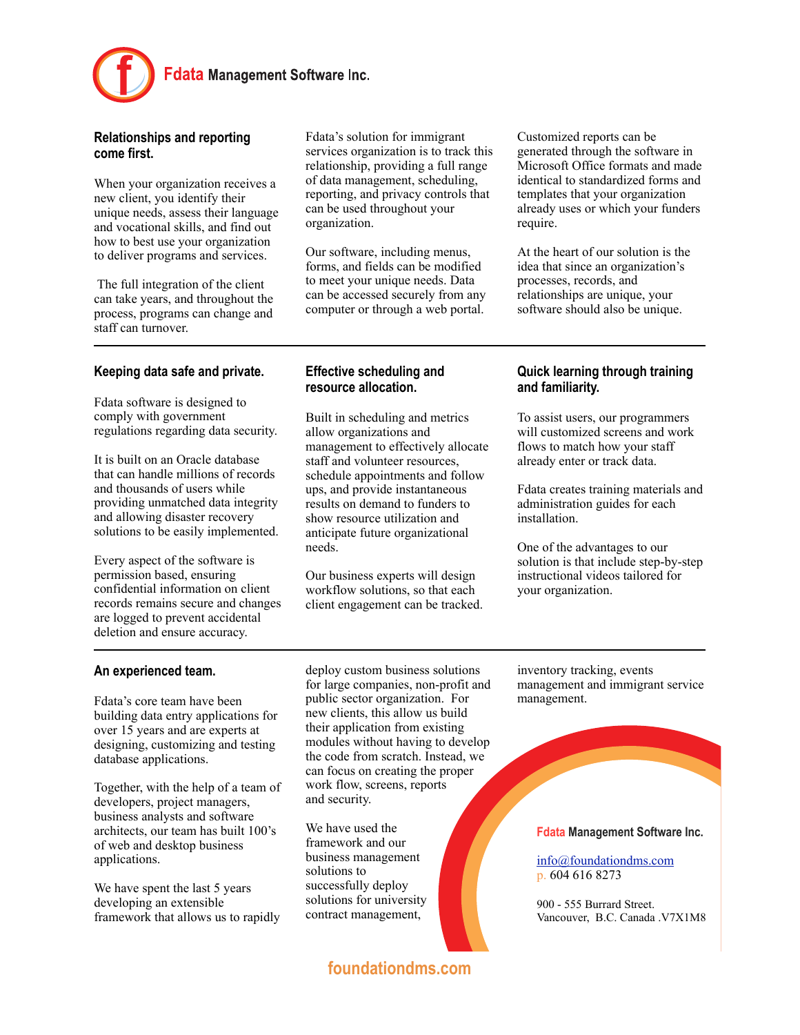Fdata Management Software Inc.

## Relationships and reporting come first.

When your organization receives a new client, you identify their unique needs, assess their language and vocational skills, and find out how to best use your organization to deliver programs and services.

The full integration of the client can take years, and throughout the process, programs can change and staff can turnover.

Fdata's solution for immigrant services organization is to track this relationship, providing a full range of data management, scheduling, reporting, and privacy controls that can be used throughout your organization.

Our software, including menus, forms, and fields can be modified to meet your unique needs. Data can be accessed securely from any computer or through a web portal.

Customized reports can be generated through the software in Microsoft Office formats and made identical to standardized forms and templates that your organization already uses or which your funders require.

At the heart of our solution is the idea that since an organization's processes, records, and relationships are unique, your software should also be unique.

## Keeping data safe and private.

Fdata software is designed to comply with government regulations regarding data security.

It is built on an Oracle database that can handle millions of records and thousands of users while providing unmatched data integrity and allowing disaster recovery solutions to be easily implemented.

Every aspect of the software is permission based, ensuring confidential information on client records remains secure and changes are logged to prevent accidental deletion and ensure accuracy.

## Effective scheduling and resource allocation.

Built in scheduling and metrics allow organizations and management to effectively allocate staff and volunteer resources, schedule appointments and follow ups, and provide instantaneous results on demand to funders to show resource utilization and anticipate future organizational needs.

Our business experts will design workflow solutions, so that each client engagement can be tracked.

## Quick learning through training and familiarity.

To assist users, our programmers will customized screens and work flows to match how your staff already enter or track data.

Fdata creates training materials and administration guides for each installation.

One of the advantages to our solution is that include step-by-step instructional videos tailored for your organization.

## An experienced team.

Fdata's core team have been building data entry applications for over 15 years and are experts at designing, customizing and testing database applications.

Together, with the help of a team of developers, project managers, business analysts and software architects, our team has built 100's of web and desktop business applications.

We have spent the last 5 years developing an extensible framework that allows us to rapidly deploy custom business solutions for large companies, non-profit and public sector organization. For new clients, this allow us build their application from existing modules without having to develop the code from scratch. Instead, we can focus on creating the proper work flow, screens, reports and security.

We have used the framework and our business management solutions to successfully deploy solutions for university contract management, inventory tracking, events management and immigrant service management.

**Fdata Management Software Inc.**

info@foundationdms.com
p. 604 616 8273

900 - 555 Burrard Street.
Vancouver, B.C. Canada .V7X1M8

foundationdms.com